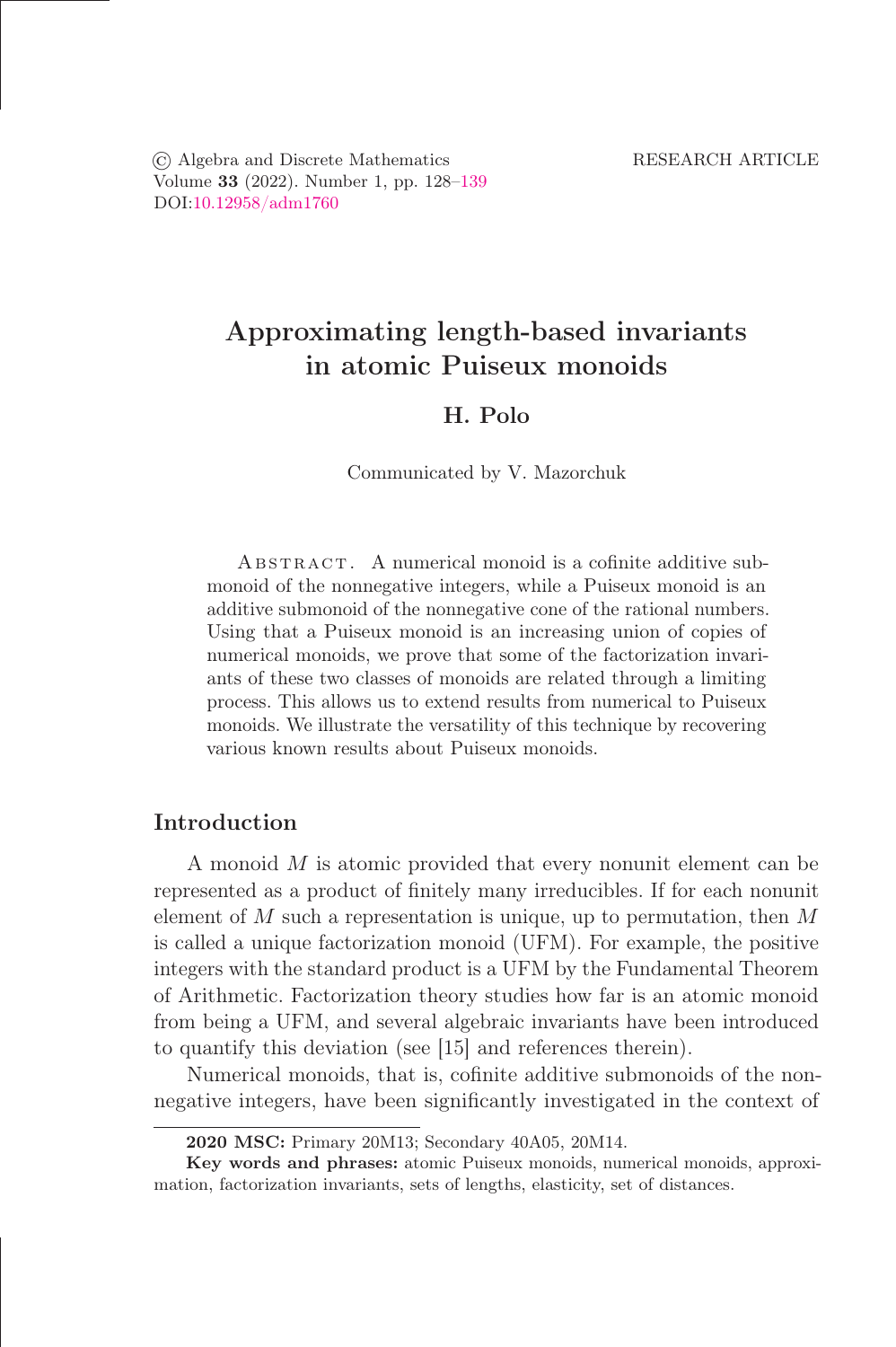© Algebra and Discrete Mathematics
Volume **33** (2022). Number 1, pp. 128–139
DOI:10.12958/adm1760

RESEARCH ARTICLE

# Approximating length-based invariants in atomic Puiseux monoids

## H. Polo

Communicated by V. Mazorchuk

Abstract. A numerical monoid is a cofinite additive submonoid of the nonnegative integers, while a Puiseux monoid is an additive submonoid of the nonnegative cone of the rational numbers. Using that a Puiseux monoid is an increasing union of copies of numerical monoids, we prove that some of the factorization invariants of these two classes of monoids are related through a limiting process. This allows us to extend results from numerical to Puiseux monoids. We illustrate the versatility of this technique by recovering various known results about Puiseux monoids.

## Introduction

A monoid $M$ is atomic provided that every nonunit element can be represented as a product of finitely many irreducibles. If for each nonunit element of $M$ such a representation is unique, up to permutation, then $M$ is called a unique factorization monoid (UFM). For example, the positive integers with the standard product is a UFM by the Fundamental Theorem of Arithmetic. Factorization theory studies how far is an atomic monoid from being a UFM, and several algebraic invariants have been introduced to quantify this deviation (see [15] and references therein).

Numerical monoids, that is, cofinite additive submonoids of the nonnegative integers, have been significantly investigated in the context of

**2020 MSC:** Primary 20M13; Secondary 40A05, 20M14.

**Key words and phrases:** atomic Puiseux monoids, numerical monoids, approximation, factorization invariants, sets of lengths, elasticity, set of distances.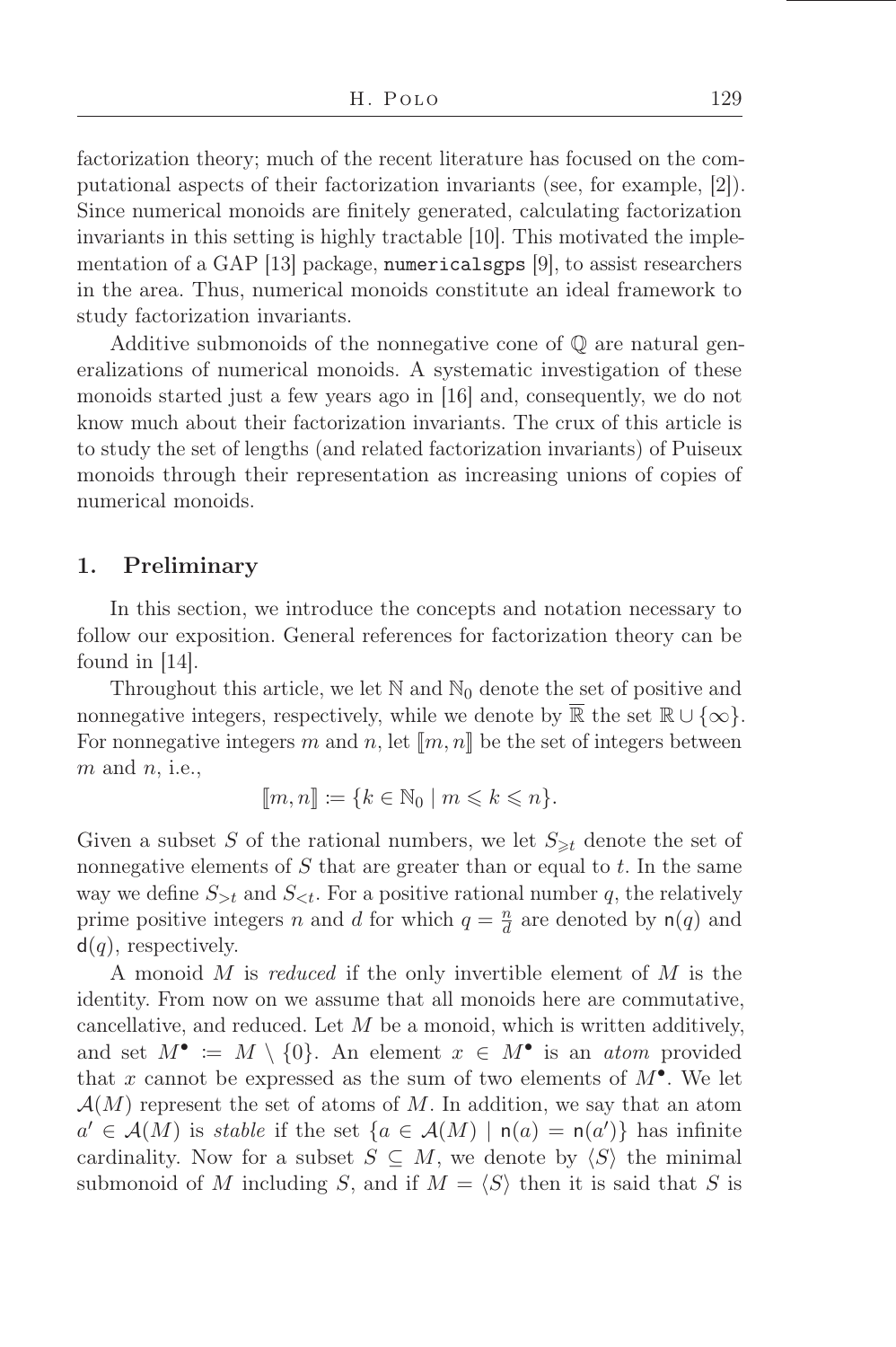factorization theory; much of the recent literature has focused on the computational aspects of their factorization invariants (see, for example, [2]). Since numerical monoids are finitely generated, calculating factorization invariants in this setting is highly tractable [10]. This motivated the implementation of a GAP [13] package, `numericalsgps` [9], to assist researchers in the area. Thus, numerical monoids constitute an ideal framework to study factorization invariants.

Additive submonoids of the nonnegative cone of $\mathbb{Q}$ are natural generalizations of numerical monoids. A systematic investigation of these monoids started just a few years ago in [16] and, consequently, we do not know much about their factorization invariants. The crux of this article is to study the set of lengths (and related factorization invariants) of Puiseux monoids through their representation as increasing unions of copies of numerical monoids.

## 1. Preliminary

In this section, we introduce the concepts and notation necessary to follow our exposition. General references for factorization theory can be found in [14].

Throughout this article, we let $\mathbb{N}$ and $\mathbb{N}_0$ denote the set of positive and nonnegative integers, respectively, while we denote by $\overline{\mathbb{R}}$ the set $\mathbb{R} \cup \{\infty\}$. For nonnegative integers $m$ and $n$, let $[\![m, n]\!]$ be the set of integers between $m$ and $n$, i.e.,

$$[\![m, n]\!] := \{k \in \mathbb{N}_0 \mid m \leqslant k \leqslant n\}.$$

Given a subset $S$ of the rational numbers, we let $S_{\geqslant t}$ denote the set of nonnegative elements of $S$ that are greater than or equal to $t$. In the same way we define $S_{>t}$ and $S_{<t}$. For a positive rational number $q$, the relatively prime positive integers $n$ and $d$ for which $q = \frac{n}{d}$ are denoted by $\mathsf{n}(q)$ and $\mathsf{d}(q)$, respectively.

A monoid $M$ is *reduced* if the only invertible element of $M$ is the identity. From now on we assume that all monoids here are commutative, cancellative, and reduced. Let $M$ be a monoid, which is written additively, and set $M^\bullet := M \setminus \{0\}$. An element $x \in M^\bullet$ is an *atom* provided that $x$ cannot be expressed as the sum of two elements of $M^\bullet$. We let $\mathcal{A}(M)$ represent the set of atoms of $M$. In addition, we say that an atom $a' \in \mathcal{A}(M)$ is *stable* if the set $\{a \in \mathcal{A}(M) \mid \mathsf{n}(a) = \mathsf{n}(a')\}$ has infinite cardinality. Now for a subset $S \subseteq M$, we denote by $\langle S \rangle$ the minimal submonoid of $M$ including $S$, and if $M = \langle S \rangle$ then it is said that $S$ is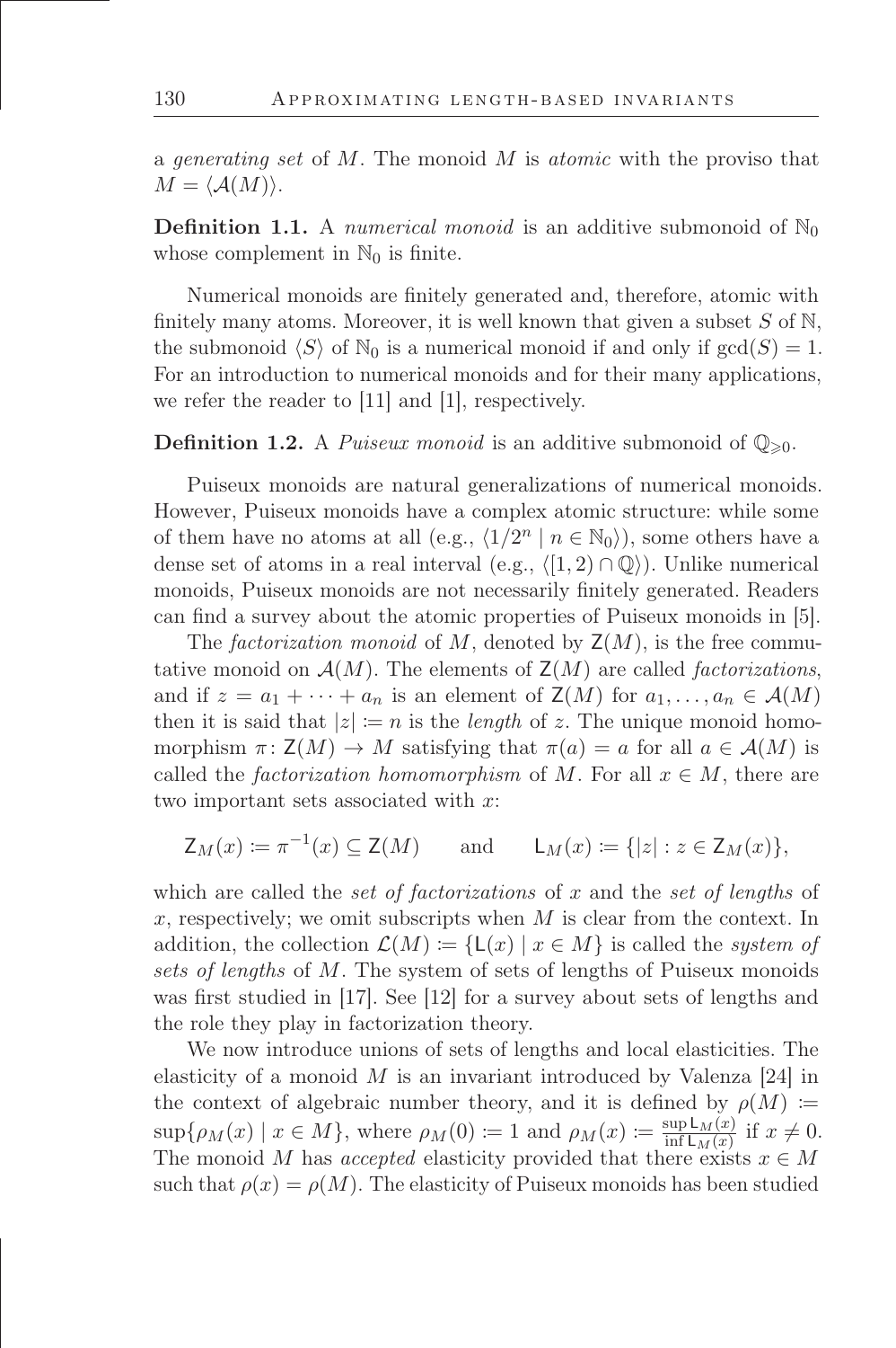a *generating set* of $M$. The monoid $M$ is *atomic* with the proviso that $M = \langle \mathcal{A}(M) \rangle$.

**Definition 1.1.** A *numerical monoid* is an additive submonoid of $\mathbb{N}_0$ whose complement in $\mathbb{N}_0$ is finite.

Numerical monoids are finitely generated and, therefore, atomic with finitely many atoms. Moreover, it is well known that given a subset $S$ of $\mathbb{N}$, the submonoid $\langle S \rangle$ of $\mathbb{N}_0$ is a numerical monoid if and only if $\gcd(S) = 1$. For an introduction to numerical monoids and for their many applications, we refer the reader to [11] and [1], respectively.

**Definition 1.2.** A *Puiseux monoid* is an additive submonoid of $\mathbb{Q}_{\geqslant 0}$.

Puiseux monoids are natural generalizations of numerical monoids. However, Puiseux monoids have a complex atomic structure: while some of them have no atoms at all (e.g., $\langle 1/2^n \mid n \in \mathbb{N}_0 \rangle$), some others have a dense set of atoms in a real interval (e.g., $\langle [1, 2) \cap \mathbb{Q} \rangle$). Unlike numerical monoids, Puiseux monoids are not necessarily finitely generated. Readers can find a survey about the atomic properties of Puiseux monoids in [5].

The *factorization monoid* of $M$, denoted by $\mathsf{Z}(M)$, is the free commutative monoid on $\mathcal{A}(M)$. The elements of $\mathsf{Z}(M)$ are called *factorizations*, and if $z = a_1 + \cdots + a_n$ is an element of $\mathsf{Z}(M)$ for $a_1, \ldots, a_n \in \mathcal{A}(M)$ then it is said that $|z| \coloneqq n$ is the *length* of $z$. The unique monoid homomorphism $\pi \colon \mathsf{Z}(M) \to M$ satisfying that $\pi(a) = a$ for all $a \in \mathcal{A}(M)$ is called the *factorization homomorphism* of $M$. For all $x \in M$, there are two important sets associated with $x$:

$$\mathsf{Z}_M(x) \coloneqq \pi^{-1}(x) \subseteq \mathsf{Z}(M) \qquad \text{and} \qquad \mathsf{L}_M(x) \coloneqq \{|z| : z \in \mathsf{Z}_M(x)\},$$

which are called the *set of factorizations* of $x$ and the *set of lengths* of $x$, respectively; we omit subscripts when $M$ is clear from the context. In addition, the collection $\mathcal{L}(M) \coloneqq \{\mathsf{L}(x) \mid x \in M\}$ is called the *system of sets of lengths* of $M$. The system of sets of lengths of Puiseux monoids was first studied in [17]. See [12] for a survey about sets of lengths and the role they play in factorization theory.

We now introduce unions of sets of lengths and local elasticities. The elasticity of a monoid $M$ is an invariant introduced by Valenza [24] in the context of algebraic number theory, and it is defined by $\rho(M) \coloneqq \sup\{\rho_M(x) \mid x \in M\}$, where $\rho_M(0) \coloneqq 1$ and $\rho_M(x) \coloneqq \frac{\sup \mathsf{L}_M(x)}{\inf \mathsf{L}_M(x)}$ if $x \neq 0$. The monoid $M$ has *accepted* elasticity provided that there exists $x \in M$ such that $\rho(x) = \rho(M)$. The elasticity of Puiseux monoids has been studied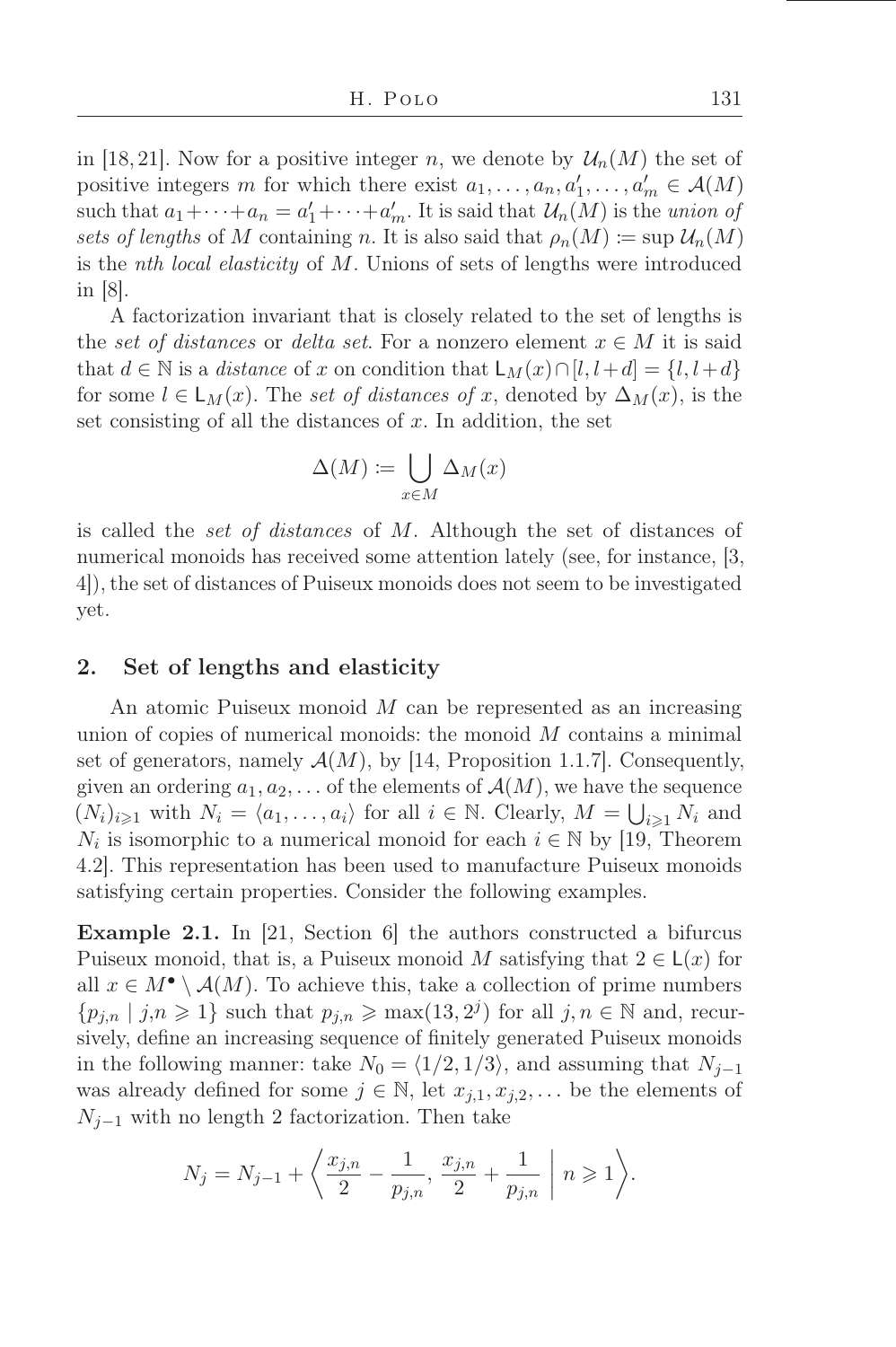in [18, 21]. Now for a positive integer $n$, we denote by $\mathcal{U}_n(M)$ the set of positive integers $m$ for which there exist $a_1, \dots, a_n, a'_1, \dots, a'_m \in \mathcal{A}(M)$ such that $a_1 + \cdots + a_n = a'_1 + \cdots + a'_m$. It is said that $\mathcal{U}_n(M)$ is the *union of sets of lengths* of $M$ containing $n$. It is also said that $\rho_n(M) \coloneqq \sup \mathcal{U}_n(M)$ is the *nth local elasticity* of $M$. Unions of sets of lengths were introduced in [8].

A factorization invariant that is closely related to the set of lengths is the *set of distances* or *delta set*. For a nonzero element $x \in M$ it is said that $d \in \mathbb{N}$ is a *distance* of $x$ on condition that $\mathsf{L}_M(x) \cap [l, l+d] = \{l, l+d\}$ for some $l \in \mathsf{L}_M(x)$. The *set of distances of* $x$, denoted by $\Delta_M(x)$, is the set consisting of all the distances of $x$. In addition, the set

$$\Delta(M) \coloneqq \bigcup_{x \in M} \Delta_M(x)$$

is called the *set of distances* of $M$. Although the set of distances of numerical monoids has received some attention lately (see, for instance, [3, 4]), the set of distances of Puiseux monoids does not seem to be investigated yet.

## 2. Set of lengths and elasticity

An atomic Puiseux monoid $M$ can be represented as an increasing union of copies of numerical monoids: the monoid $M$ contains a minimal set of generators, namely $\mathcal{A}(M)$, by [14, Proposition 1.1.7]. Consequently, given an ordering $a_1, a_2, \dots$ of the elements of $\mathcal{A}(M)$, we have the sequence $(N_i)_{i \geqslant 1}$ with $N_i = \langle a_1, \dots, a_i \rangle$ for all $i \in \mathbb{N}$. Clearly, $M = \bigcup_{i \geqslant 1} N_i$ and $N_i$ is isomorphic to a numerical monoid for each $i \in \mathbb{N}$ by [19, Theorem 4.2]. This representation has been used to manufacture Puiseux monoids satisfying certain properties. Consider the following examples.

**Example 2.1.** In [21, Section 6] the authors constructed a bifurcus Puiseux monoid, that is, a Puiseux monoid $M$ satisfying that $2 \in \mathsf{L}(x)$ for all $x \in M^\bullet \setminus \mathcal{A}(M)$. To achieve this, take a collection of prime numbers $\{p_{j,n} \mid j,n \geqslant 1\}$ such that $p_{j,n} \geqslant \max(13, 2^j)$ for all $j, n \in \mathbb{N}$ and, recursively, define an increasing sequence of finitely generated Puiseux monoids in the following manner: take $N_0 = \langle 1/2, 1/3 \rangle$, and assuming that $N_{j-1}$ was already defined for some $j \in \mathbb{N}$, let $x_{j,1}, x_{j,2}, \dots$ be the elements of $N_{j-1}$ with no length 2 factorization. Then take

$$N_j = N_{j-1} + \left\langle \frac{x_{j,n}}{2} - \frac{1}{p_{j,n}}, \, \frac{x_{j,n}}{2} + \frac{1}{p_{j,n}} \;\middle|\; n \geqslant 1 \right\rangle.$$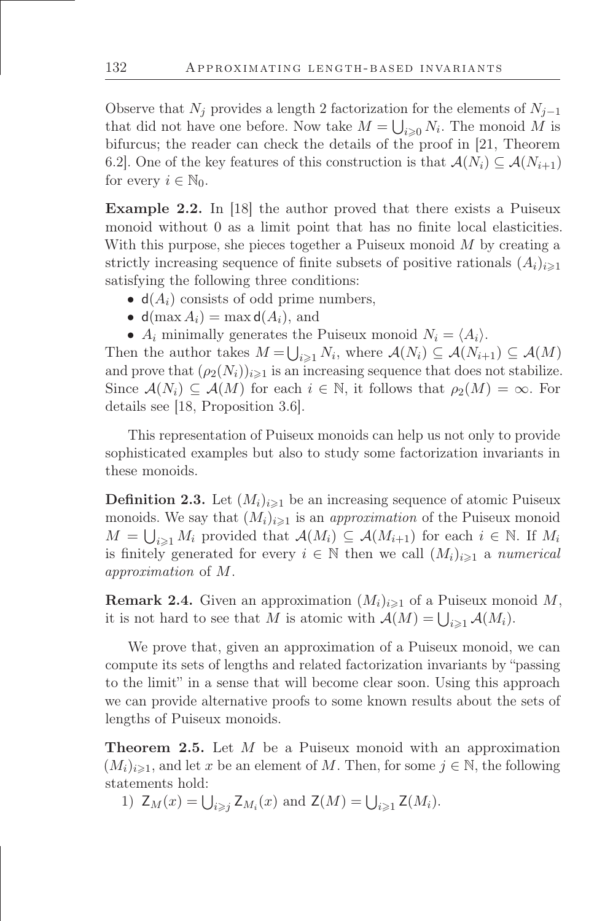Observe that $N_j$ provides a length 2 factorization for the elements of $N_{j-1}$ that did not have one before. Now take $M = \bigcup_{i \geqslant 0} N_i$. The monoid $M$ is bifurcus; the reader can check the details of the proof in [21, Theorem 6.2]. One of the key features of this construction is that $\mathcal{A}(N_i) \subseteq \mathcal{A}(N_{i+1})$ for every $i \in \mathbb{N}_0$.

**Example 2.2.** In [18] the author proved that there exists a Puiseux monoid without 0 as a limit point that has no finite local elasticities. With this purpose, she pieces together a Puiseux monoid $M$ by creating a strictly increasing sequence of finite subsets of positive rationals $(A_i)_{i \geqslant 1}$ satisfying the following three conditions:

- $\mathsf{d}(A_i)$ consists of odd prime numbers,
- $\mathsf{d}(\max A_i) = \max \mathsf{d}(A_i)$, and
- $A_i$ minimally generates the Puiseux monoid $N_i = \langle A_i \rangle$.

Then the author takes $M = \bigcup_{i \geqslant 1} N_i$, where $\mathcal{A}(N_i) \subseteq \mathcal{A}(N_{i+1}) \subseteq \mathcal{A}(M)$ and prove that $(\rho_2(N_i))_{i \geqslant 1}$ is an increasing sequence that does not stabilize. Since $\mathcal{A}(N_i) \subseteq \mathcal{A}(M)$ for each $i \in \mathbb{N}$, it follows that $\rho_2(M) = \infty$. For details see [18, Proposition 3.6].

This representation of Puiseux monoids can help us not only to provide sophisticated examples but also to study some factorization invariants in these monoids.

**Definition 2.3.** Let $(M_i)_{i \geqslant 1}$ be an increasing sequence of atomic Puiseux monoids. We say that $(M_i)_{i \geqslant 1}$ is an *approximation* of the Puiseux monoid $M = \bigcup_{i \geqslant 1} M_i$ provided that $\mathcal{A}(M_i) \subseteq \mathcal{A}(M_{i+1})$ for each $i \in \mathbb{N}$. If $M_i$ is finitely generated for every $i \in \mathbb{N}$ then we call $(M_i)_{i \geqslant 1}$ a *numerical approximation* of $M$.

**Remark 2.4.** Given an approximation $(M_i)_{i \geqslant 1}$ of a Puiseux monoid $M$, it is not hard to see that $M$ is atomic with $\mathcal{A}(M) = \bigcup_{i \geqslant 1} \mathcal{A}(M_i)$.

We prove that, given an approximation of a Puiseux monoid, we can compute its sets of lengths and related factorization invariants by "passing to the limit" in a sense that will become clear soon. Using this approach we can provide alternative proofs to some known results about the sets of lengths of Puiseux monoids.

**Theorem 2.5.** Let $M$ be a Puiseux monoid with an approximation $(M_i)_{i \geqslant 1}$, and let $x$ be an element of $M$. Then, for some $j \in \mathbb{N}$, the following statements hold:

1) $\mathsf{Z}_M(x) = \bigcup_{i \geqslant j} \mathsf{Z}_{M_i}(x)$ and $\mathsf{Z}(M) = \bigcup_{i \geqslant 1} \mathsf{Z}(M_i)$.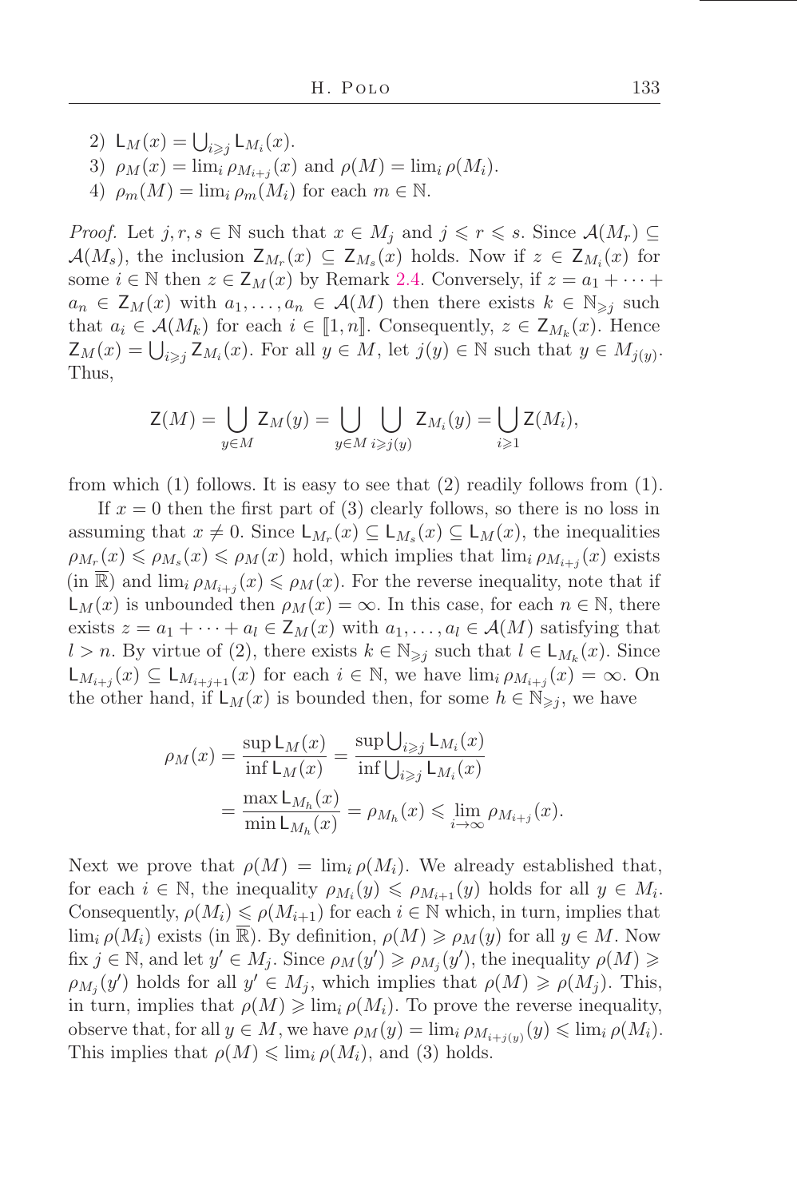2) $\mathsf{L}_M(x) = \bigcup_{i \geqslant j} \mathsf{L}_{M_i}(x)$.
3) $\rho_M(x) = \lim_i \rho_{M_{i+j}}(x)$ and $\rho(M) = \lim_i \rho(M_i)$.
4) $\rho_m(M) = \lim_i \rho_m(M_i)$ for each $m \in \mathbb{N}$.

*Proof.* Let $j, r, s \in \mathbb{N}$ such that $x \in M_j$ and $j \leqslant r \leqslant s$. Since $\mathcal{A}(M_r) \subseteq \mathcal{A}(M_s)$, the inclusion $\mathsf{Z}_{M_r}(x) \subseteq \mathsf{Z}_{M_s}(x)$ holds. Now if $z \in \mathsf{Z}_{M_i}(x)$ for some $i \in \mathbb{N}$ then $z \in \mathsf{Z}_M(x)$ by Remark 2.4. Conversely, if $z = a_1 + \cdots + a_n \in \mathsf{Z}_M(x)$ with $a_1, \ldots, a_n \in \mathcal{A}(M)$ then there exists $k \in \mathbb{N}_{\geqslant j}$ such that $a_i \in \mathcal{A}(M_k)$ for each $i \in [\![1, n]\!]$. Consequently, $z \in \mathsf{Z}_{M_k}(x)$. Hence $\mathsf{Z}_M(x) = \bigcup_{i \geqslant j} \mathsf{Z}_{M_i}(x)$. For all $y \in M$, let $j(y) \in \mathbb{N}$ such that $y \in M_{j(y)}$. Thus,

$$\mathsf{Z}(M) = \bigcup_{y \in M} \mathsf{Z}_M(y) = \bigcup_{y \in M} \bigcup_{i \geqslant j(y)} \mathsf{Z}_{M_i}(y) = \bigcup_{i \geqslant 1} \mathsf{Z}(M_i),$$

from which (1) follows. It is easy to see that (2) readily follows from (1).

If $x = 0$ then the first part of (3) clearly follows, so there is no loss in assuming that $x \neq 0$. Since $\mathsf{L}_{M_r}(x) \subseteq \mathsf{L}_{M_s}(x) \subseteq \mathsf{L}_M(x)$, the inequalities $\rho_{M_r}(x) \leqslant \rho_{M_s}(x) \leqslant \rho_M(x)$ hold, which implies that $\lim_i \rho_{M_{i+j}}(x)$ exists (in $\overline{\mathbb{R}}$) and $\lim_i \rho_{M_{i+j}}(x) \leqslant \rho_M(x)$. For the reverse inequality, note that if $\mathsf{L}_M(x)$ is unbounded then $\rho_M(x) = \infty$. In this case, for each $n \in \mathbb{N}$, there exists $z = a_1 + \cdots + a_l \in \mathsf{Z}_M(x)$ with $a_1, \ldots, a_l \in \mathcal{A}(M)$ satisfying that $l > n$. By virtue of (2), there exists $k \in \mathbb{N}_{\geqslant j}$ such that $l \in \mathsf{L}_{M_k}(x)$. Since $\mathsf{L}_{M_{i+j}}(x) \subseteq \mathsf{L}_{M_{i+j+1}}(x)$ for each $i \in \mathbb{N}$, we have $\lim_i \rho_{M_{i+j}}(x) = \infty$. On the other hand, if $\mathsf{L}_M(x)$ is bounded then, for some $h \in \mathbb{N}_{\geqslant j}$, we have

$$\begin{aligned}
\rho_M(x) = \frac{\sup \mathsf{L}_M(x)}{\inf \mathsf{L}_M(x)} &= \frac{\sup \bigcup_{i \geqslant j} \mathsf{L}_{M_i}(x)}{\inf \bigcup_{i \geqslant j} \mathsf{L}_{M_i}(x)} \\
&= \frac{\max \mathsf{L}_{M_h}(x)}{\min \mathsf{L}_{M_h}(x)} = \rho_{M_h}(x) \leqslant \lim_{i \to \infty} \rho_{M_{i+j}}(x).
\end{aligned}$$

Next we prove that $\rho(M) = \lim_i \rho(M_i)$. We already established that, for each $i \in \mathbb{N}$, the inequality $\rho_{M_i}(y) \leqslant \rho_{M_{i+1}}(y)$ holds for all $y \in M_i$. Consequently, $\rho(M_i) \leqslant \rho(M_{i+1})$ for each $i \in \mathbb{N}$ which, in turn, implies that $\lim_i \rho(M_i)$ exists (in $\overline{\mathbb{R}}$). By definition, $\rho(M) \geqslant \rho_M(y)$ for all $y \in M$. Now fix $j \in \mathbb{N}$, and let $y' \in M_j$. Since $\rho_M(y') \geqslant \rho_{M_j}(y')$, the inequality $\rho(M) \geqslant \rho_{M_j}(y')$ holds for all $y' \in M_j$, which implies that $\rho(M) \geqslant \rho(M_j)$. This, in turn, implies that $\rho(M) \geqslant \lim_i \rho(M_i)$. To prove the reverse inequality, observe that, for all $y \in M$, we have $\rho_M(y) = \lim_i \rho_{M_{i+j(y)}}(y) \leqslant \lim_i \rho(M_i)$. This implies that $\rho(M) \leqslant \lim_i \rho(M_i)$, and (3) holds.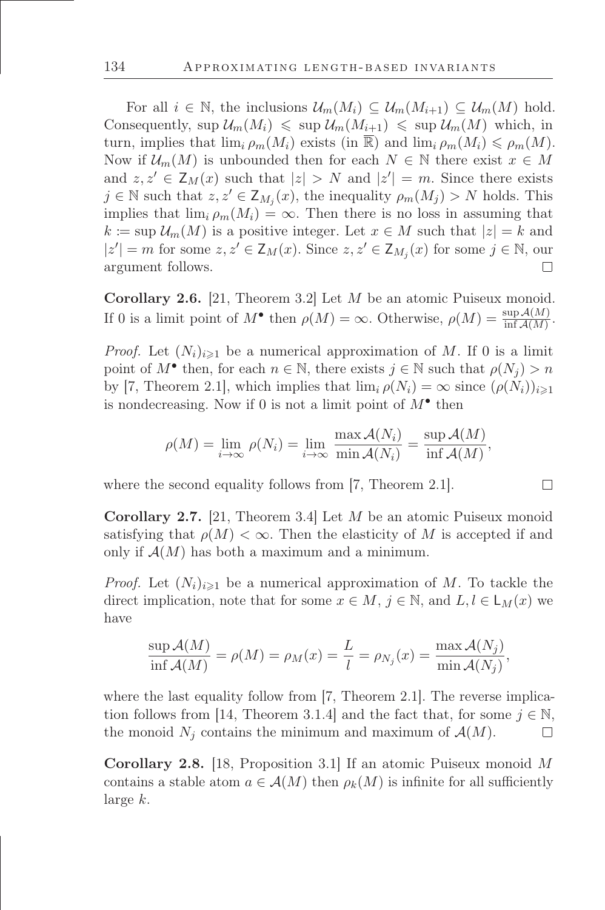For all $i \in \mathbb{N}$, the inclusions $\mathcal{U}_m(M_i) \subseteq \mathcal{U}_m(M_{i+1}) \subseteq \mathcal{U}_m(M)$ hold. Consequently, $\sup \mathcal{U}_m(M_i) \leqslant \sup \mathcal{U}_m(M_{i+1}) \leqslant \sup \mathcal{U}_m(M)$ which, in turn, implies that $\lim_i \rho_m(M_i)$ exists (in $\overline{\mathbb{R}}$) and $\lim_i \rho_m(M_i) \leqslant \rho_m(M)$. Now if $\mathcal{U}_m(M)$ is unbounded then for each $N \in \mathbb{N}$ there exist $x \in M$ and $z, z' \in \mathsf{Z}_M(x)$ such that $|z| > N$ and $|z'| = m$. Since there exists $j \in \mathbb{N}$ such that $z, z' \in \mathsf{Z}_{M_j}(x)$, the inequality $\rho_m(M_j) > N$ holds. This implies that $\lim_i \rho_m(M_i) = \infty$. Then there is no loss in assuming that $k := \sup \mathcal{U}_m(M)$ is a positive integer. Let $x \in M$ such that $|z| = k$ and $|z'| = m$ for some $z, z' \in \mathsf{Z}_M(x)$. Since $z, z' \in \mathsf{Z}_{M_j}(x)$ for some $j \in \mathbb{N}$, our argument follows. □

**Corollary 2.6.** [21, Theorem 3.2] Let $M$ be an atomic Puiseux monoid. If 0 is a limit point of $M^\bullet$ then $\rho(M) = \infty$. Otherwise, $\rho(M) = \frac{\sup \mathcal{A}(M)}{\inf \mathcal{A}(M)}$.

*Proof.* Let $(N_i)_{i \geqslant 1}$ be a numerical approximation of $M$. If 0 is a limit point of $M^\bullet$ then, for each $n \in \mathbb{N}$, there exists $j \in \mathbb{N}$ such that $\rho(N_j) > n$ by [7, Theorem 2.1], which implies that $\lim_i \rho(N_i) = \infty$ since $(\rho(N_i))_{i \geqslant 1}$ is nondecreasing. Now if 0 is not a limit point of $M^\bullet$ then

$$\rho(M) = \lim_{i \to \infty} \rho(N_i) = \lim_{i \to \infty} \frac{\max \mathcal{A}(N_i)}{\min \mathcal{A}(N_i)} = \frac{\sup \mathcal{A}(M)}{\inf \mathcal{A}(M)},$$

where the second equality follows from [7, Theorem 2.1]. □

**Corollary 2.7.** [21, Theorem 3.4] Let $M$ be an atomic Puiseux monoid satisfying that $\rho(M) < \infty$. Then the elasticity of $M$ is accepted if and only if $\mathcal{A}(M)$ has both a maximum and a minimum.

*Proof.* Let $(N_i)_{i \geqslant 1}$ be a numerical approximation of $M$. To tackle the direct implication, note that for some $x \in M$, $j \in \mathbb{N}$, and $L, l \in \mathsf{L}_M(x)$ we have

$$\frac{\sup \mathcal{A}(M)}{\inf \mathcal{A}(M)} = \rho(M) = \rho_M(x) = \frac{L}{l} = \rho_{N_j}(x) = \frac{\max \mathcal{A}(N_j)}{\min \mathcal{A}(N_j)},$$

where the last equality follow from [7, Theorem 2.1]. The reverse implication follows from [14, Theorem 3.1.4] and the fact that, for some $j \in \mathbb{N}$, the monoid $N_j$ contains the minimum and maximum of $\mathcal{A}(M)$. □

**Corollary 2.8.** [18, Proposition 3.1] If an atomic Puiseux monoid $M$ contains a stable atom $a \in \mathcal{A}(M)$ then $\rho_k(M)$ is infinite for all sufficiently large $k$.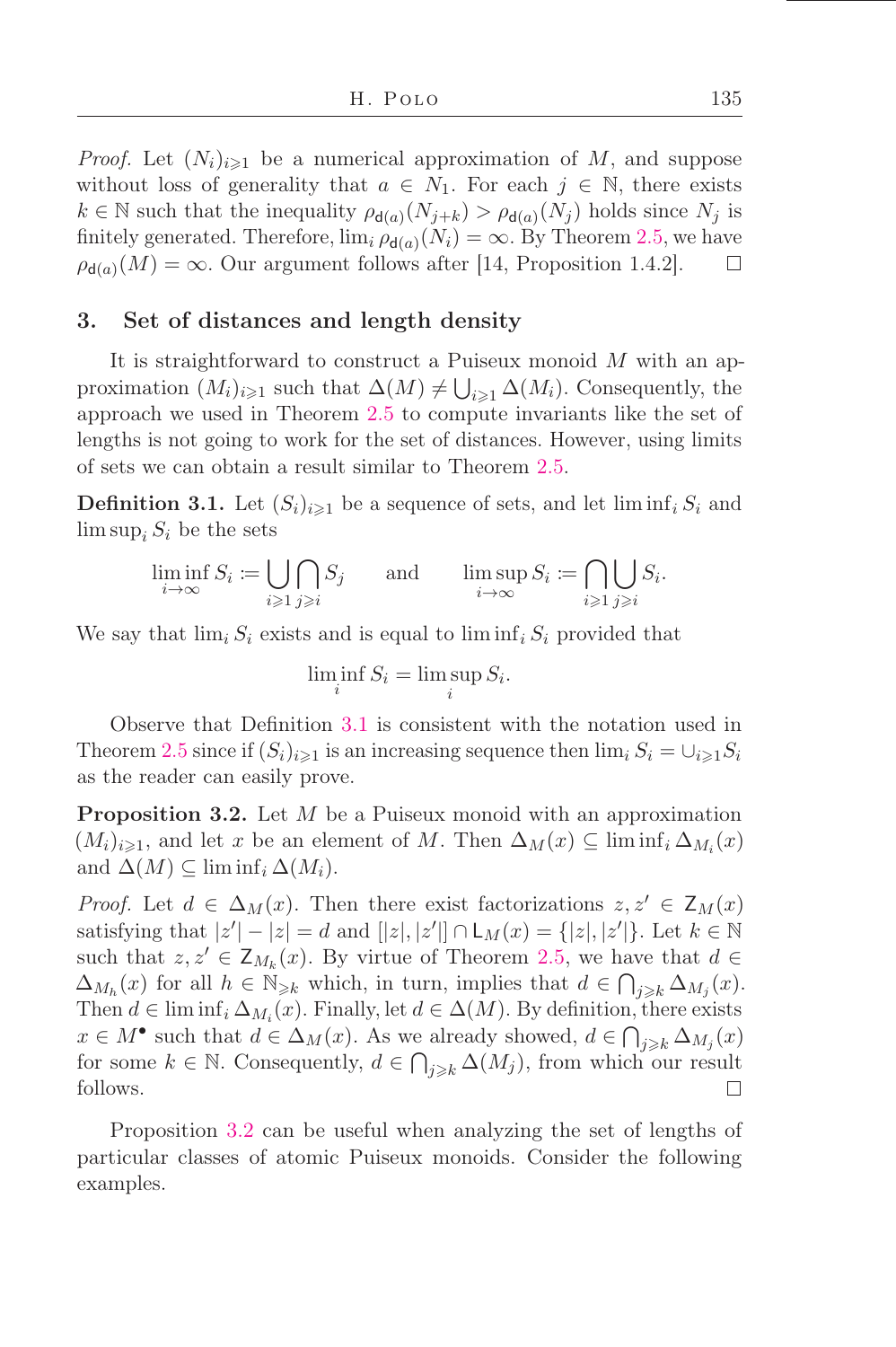*Proof.* Let $(N_i)_{i \geqslant 1}$ be a numerical approximation of $M$, and suppose without loss of generality that $a \in N_1$. For each $j \in \mathbb{N}$, there exists $k \in \mathbb{N}$ such that the inequality $\rho_{\mathsf{d}(a)}(N_{j+k}) > \rho_{\mathsf{d}(a)}(N_j)$ holds since $N_j$ is finitely generated. Therefore, $\lim_i \rho_{\mathsf{d}(a)}(N_i) = \infty$. By Theorem 2.5, we have $\rho_{\mathsf{d}(a)}(M) = \infty$. Our argument follows after [14, Proposition 1.4.2]. $\square$

## 3. Set of distances and length density

It is straightforward to construct a Puiseux monoid $M$ with an approximation $(M_i)_{i \geqslant 1}$ such that $\Delta(M) \neq \bigcup_{i \geqslant 1} \Delta(M_i)$. Consequently, the approach we used in Theorem 2.5 to compute invariants like the set of lengths is not going to work for the set of distances. However, using limits of sets we can obtain a result similar to Theorem 2.5.

**Definition 3.1.** Let $(S_i)_{i \geqslant 1}$ be a sequence of sets, and let $\liminf_i S_i$ and $\limsup_i S_i$ be the sets

$$\liminf_{i \to \infty} S_i := \bigcup_{i \geqslant 1} \bigcap_{j \geqslant i} S_j \qquad \text{and} \qquad \limsup_{i \to \infty} S_i := \bigcap_{i \geqslant 1} \bigcup_{j \geqslant i} S_i.$$

We say that $\lim_i S_i$ exists and is equal to $\liminf_i S_i$ provided that

$$\liminf_i S_i = \limsup_i S_i.$$

Observe that Definition 3.1 is consistent with the notation used in Theorem 2.5 since if $(S_i)_{i \geqslant 1}$ is an increasing sequence then $\lim_i S_i = \cup_{i \geqslant 1} S_i$ as the reader can easily prove.

**Proposition 3.2.** Let $M$ be a Puiseux monoid with an approximation $(M_i)_{i \geqslant 1}$, and let $x$ be an element of $M$. Then $\Delta_M(x) \subseteq \liminf_i \Delta_{M_i}(x)$ and $\Delta(M) \subseteq \liminf_i \Delta(M_i)$.

*Proof.* Let $d \in \Delta_M(x)$. Then there exist factorizations $z, z' \in \mathsf{Z}_M(x)$ satisfying that $|z'| - |z| = d$ and $[|z|, |z'|] \cap \mathsf{L}_M(x) = \{|z|, |z'|\}$. Let $k \in \mathbb{N}$ such that $z, z' \in \mathsf{Z}_{M_k}(x)$. By virtue of Theorem 2.5, we have that $d \in \Delta_{M_h}(x)$ for all $h \in \mathbb{N}_{\geqslant k}$ which, in turn, implies that $d \in \bigcap_{j \geqslant k} \Delta_{M_j}(x)$. Then $d \in \liminf_i \Delta_{M_i}(x)$. Finally, let $d \in \Delta(M)$. By definition, there exists $x \in M^\bullet$ such that $d \in \Delta_M(x)$. As we already showed, $d \in \bigcap_{j \geqslant k} \Delta_{M_j}(x)$ for some $k \in \mathbb{N}$. Consequently, $d \in \bigcap_{j \geqslant k} \Delta(M_j)$, from which our result follows. $\square$

Proposition 3.2 can be useful when analyzing the set of lengths of particular classes of atomic Puiseux monoids. Consider the following examples.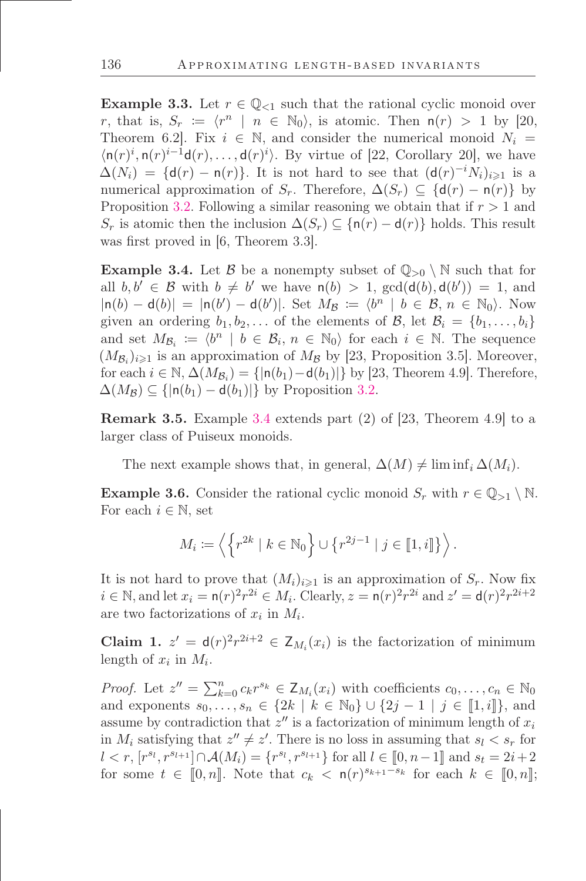**Example 3.3.** Let $r \in \mathbb{Q}_{<1}$ such that the rational cyclic monoid over $r$, that is, $S_r := \langle r^n \mid n \in \mathbb{N}_0 \rangle$, is atomic. Then $\mathsf{n}(r) > 1$ by [20, Theorem 6.2]. Fix $i \in \mathbb{N}$, and consider the numerical monoid $N_i = \langle \mathsf{n}(r)^i, \mathsf{n}(r)^{i-1}\mathsf{d}(r), \dots, \mathsf{d}(r)^i \rangle$. By virtue of [22, Corollary 20], we have $\Delta(N_i) = \{\mathsf{d}(r) - \mathsf{n}(r)\}$. It is not hard to see that $(\mathsf{d}(r)^{-i} N_i)_{i \geqslant 1}$ is a numerical approximation of $S_r$. Therefore, $\Delta(S_r) \subseteq \{\mathsf{d}(r) - \mathsf{n}(r)\}$ by Proposition 3.2. Following a similar reasoning we obtain that if $r > 1$ and $S_r$ is atomic then the inclusion $\Delta(S_r) \subseteq \{\mathsf{n}(r) - \mathsf{d}(r)\}$ holds. This result was first proved in [6, Theorem 3.3].

**Example 3.4.** Let $\mathcal{B}$ be a nonempty subset of $\mathbb{Q}_{>0} \setminus \mathbb{N}$ such that for all $b, b' \in \mathcal{B}$ with $b \neq b'$ we have $\mathsf{n}(b) > 1$, $\gcd(\mathsf{d}(b), \mathsf{d}(b')) = 1$, and $|\mathsf{n}(b) - \mathsf{d}(b)| = |\mathsf{n}(b') - \mathsf{d}(b')|$. Set $M_{\mathcal{B}} := \langle b^n \mid b \in \mathcal{B}, n \in \mathbb{N}_0 \rangle$. Now given an ordering $b_1, b_2, \dots$ of the elements of $\mathcal{B}$, let $\mathcal{B}_i = \{b_1, \dots, b_i\}$ and set $M_{\mathcal{B}_i} := \langle b^n \mid b \in \mathcal{B}_i, n \in \mathbb{N}_0 \rangle$ for each $i \in \mathbb{N}$. The sequence $(M_{\mathcal{B}_i})_{i \geqslant 1}$ is an approximation of $M_{\mathcal{B}}$ by [23, Proposition 3.5]. Moreover, for each $i \in \mathbb{N}$, $\Delta(M_{\mathcal{B}_i}) = \{|\mathsf{n}(b_1) - \mathsf{d}(b_1)|\}$ by [23, Theorem 4.9]. Therefore, $\Delta(M_{\mathcal{B}}) \subseteq \{|\mathsf{n}(b_1) - \mathsf{d}(b_1)|\}$ by Proposition 3.2.

**Remark 3.5.** Example 3.4 extends part (2) of [23, Theorem 4.9] to a larger class of Puiseux monoids.

The next example shows that, in general, $\Delta(M) \neq \liminf_i \Delta(M_i)$.

**Example 3.6.** Consider the rational cyclic monoid $S_r$ with $r \in \mathbb{Q}_{>1} \setminus \mathbb{N}$. For each $i \in \mathbb{N}$, set

$$M_i := \left\langle \left\{ r^{2k} \mid k \in \mathbb{N}_0 \right\} \cup \left\{ r^{2j-1} \mid j \in [\![1, i]\!] \right\} \right\rangle.$$

It is not hard to prove that $(M_i)_{i \geqslant 1}$ is an approximation of $S_r$. Now fix $i \in \mathbb{N}$, and let $x_i = \mathsf{n}(r)^2 r^{2i} \in M_i$. Clearly, $z = \mathsf{n}(r)^2 r^{2i}$ and $z' = \mathsf{d}(r)^2 r^{2i+2}$ are two factorizations of $x_i$ in $M_i$.

**Claim 1.** $z' = \mathsf{d}(r)^2 r^{2i+2} \in \mathsf{Z}_{M_i}(x_i)$ is the factorization of minimum length of $x_i$ in $M_i$.

*Proof.* Let $z'' = \sum_{k=0}^{n} c_k r^{s_k} \in \mathsf{Z}_{M_i}(x_i)$ with coefficients $c_0, \dots, c_n \in \mathbb{N}_0$ and exponents $s_0, \dots, s_n \in \{2k \mid k \in \mathbb{N}_0\} \cup \{2j - 1 \mid j \in [\![1, i]\!]\}$, and assume by contradiction that $z''$ is a factorization of minimum length of $x_i$ in $M_i$ satisfying that $z'' \neq z'$. There is no loss in assuming that $s_l < s_r$ for $l < r$, $[r^{s_l}, r^{s_{l+1}}] \cap \mathcal{A}(M_i) = \{r^{s_l}, r^{s_{l+1}}\}$ for all $l \in [\![0, n-1]\!]$ and $s_t = 2i+2$ for some $t \in [\![0, n]\!]$. Note that $c_k < \mathsf{n}(r)^{s_{k+1} - s_k}$ for each $k \in [\![0, n]\!]$;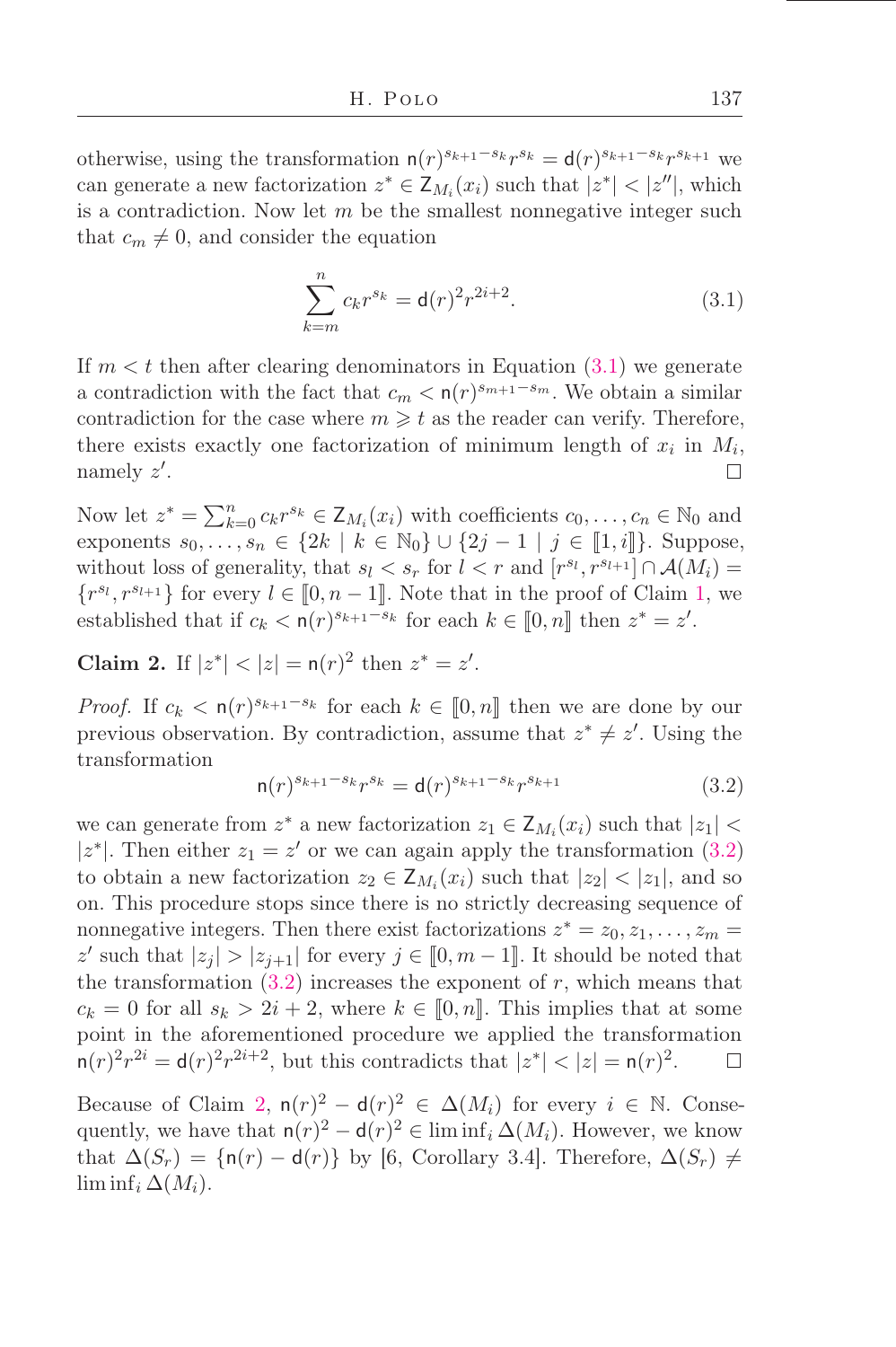otherwise, using the transformation $\mathsf{n}(r)^{s_{k+1}-s_k} r^{s_k} = \mathsf{d}(r)^{s_{k+1}-s_k} r^{s_{k+1}}$ we can generate a new factorization $z^* \in \mathsf{Z}_{M_i}(x_i)$ such that $|z^*| < |z''|$, which is a contradiction. Now let $m$ be the smallest nonnegative integer such that $c_m \neq 0$, and consider the equation

$$\sum_{k=m}^{n} c_k r^{s_k} = \mathsf{d}(r)^2 r^{2i+2}. \tag{3.1}$$

If $m < t$ then after clearing denominators in Equation (3.1) we generate a contradiction with the fact that $c_m < \mathsf{n}(r)^{s_{m+1}-s_m}$. We obtain a similar contradiction for the case where $m \geqslant t$ as the reader can verify. Therefore, there exists exactly one factorization of minimum length of $x_i$ in $M_i$, namely $z'$. $\square$

Now let $z^* = \sum_{k=0}^{n} c_k r^{s_k} \in \mathsf{Z}_{M_i}(x_i)$ with coefficients $c_0, \ldots, c_n \in \mathbb{N}_0$ and exponents $s_0, \ldots, s_n \in \{2k \mid k \in \mathbb{N}_0\} \cup \{2j-1 \mid j \in [\![1, i]\!]\}$. Suppose, without loss of generality, that $s_l < s_r$ for $l < r$ and $[r^{s_l}, r^{s_{l+1}}] \cap \mathcal{A}(M_i) = \{r^{s_l}, r^{s_{l+1}}\}$ for every $l \in [\![0, n-1]\!]$. Note that in the proof of Claim 1, we established that if $c_k < \mathsf{n}(r)^{s_{k+1}-s_k}$ for each $k \in [\![0, n]\!]$ then $z^* = z'$.

**Claim 2.** If $|z^*| < |z| = \mathsf{n}(r)^2$ then $z^* = z'$.

*Proof.* If $c_k < \mathsf{n}(r)^{s_{k+1}-s_k}$ for each $k \in [\![0, n]\!]$ then we are done by our previous observation. By contradiction, assume that $z^* \neq z'$. Using the transformation

$$\mathsf{n}(r)^{s_{k+1}-s_k} r^{s_k} = \mathsf{d}(r)^{s_{k+1}-s_k} r^{s_{k+1}} \tag{3.2}$$

we can generate from $z^*$ a new factorization $z_1 \in \mathsf{Z}_{M_i}(x_i)$ such that $|z_1| < |z^*|$. Then either $z_1 = z'$ or we can again apply the transformation (3.2) to obtain a new factorization $z_2 \in \mathsf{Z}_{M_i}(x_i)$ such that $|z_2| < |z_1|$, and so on. This procedure stops since there is no strictly decreasing sequence of nonnegative integers. Then there exist factorizations $z^* = z_0, z_1, \ldots, z_m = z'$ such that $|z_j| > |z_{j+1}|$ for every $j \in [\![0, m-1]\!]$. It should be noted that the transformation (3.2) increases the exponent of $r$, which means that $c_k = 0$ for all $s_k > 2i+2$, where $k \in [\![0, n]\!]$. This implies that at some point in the aforementioned procedure we applied the transformation $\mathsf{n}(r)^2 r^{2i} = \mathsf{d}(r)^2 r^{2i+2}$, but this contradicts that $|z^*| < |z| = \mathsf{n}(r)^2$. $\square$

Because of Claim 2, $\mathsf{n}(r)^2 - \mathsf{d}(r)^2 \in \Delta(M_i)$ for every $i \in \mathbb{N}$. Consequently, we have that $\mathsf{n}(r)^2 - \mathsf{d}(r)^2 \in \liminf_i \Delta(M_i)$. However, we know that $\Delta(S_r) = \{\mathsf{n}(r) - \mathsf{d}(r)\}$ by [6, Corollary 3.4]. Therefore, $\Delta(S_r) \neq \liminf_i \Delta(M_i)$.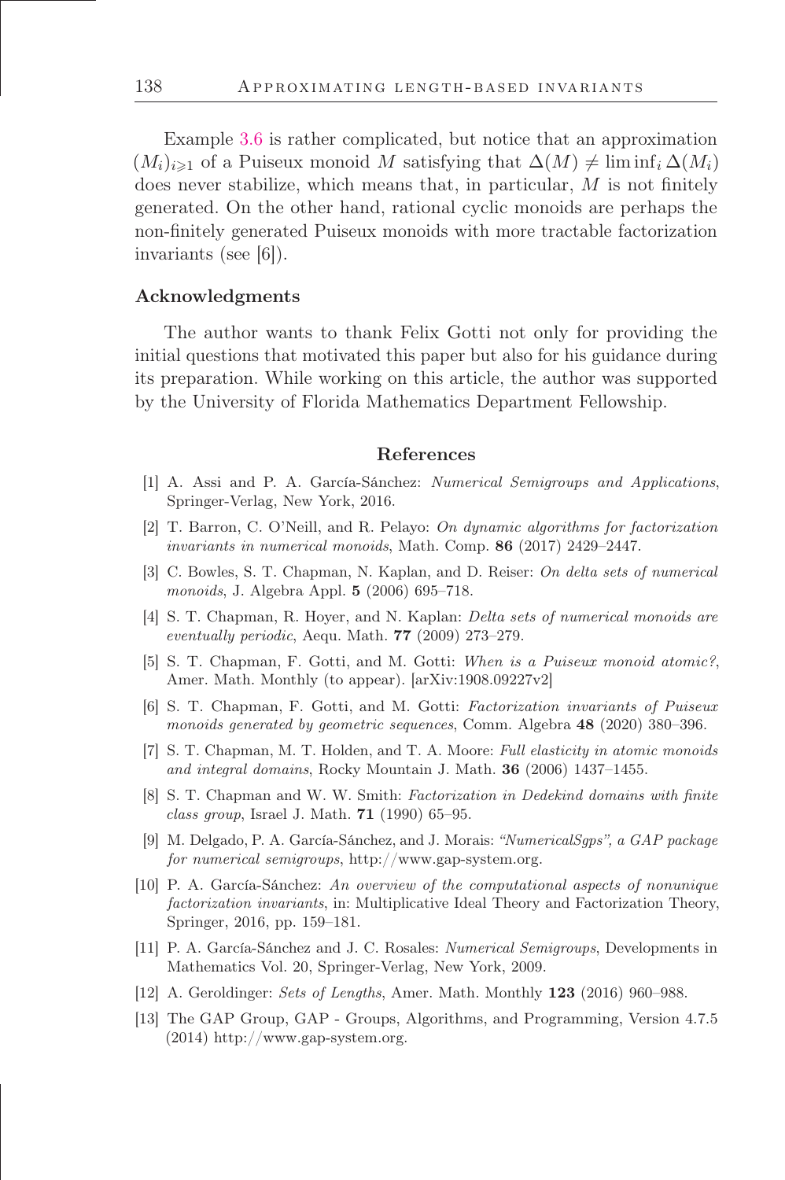Example 3.6 is rather complicated, but notice that an approximation $(M_i)_{i \geqslant 1}$ of a Puiseux monoid $M$ satisfying that $\Delta(M) \neq \liminf_i \Delta(M_i)$ does never stabilize, which means that, in particular, $M$ is not finitely generated. On the other hand, rational cyclic monoids are perhaps the non-finitely generated Puiseux monoids with more tractable factorization invariants (see [6]).

### Acknowledgments

The author wants to thank Felix Gotti not only for providing the initial questions that motivated this paper but also for his guidance during its preparation. While working on this article, the author was supported by the University of Florida Mathematics Department Fellowship.

## References

[1] A. Assi and P. A. García-Sánchez: *Numerical Semigroups and Applications*, Springer-Verlag, New York, 2016.

[2] T. Barron, C. O'Neill, and R. Pelayo: *On dynamic algorithms for factorization invariants in numerical monoids*, Math. Comp. **86** (2017) 2429–2447.

[3] C. Bowles, S. T. Chapman, N. Kaplan, and D. Reiser: *On delta sets of numerical monoids*, J. Algebra Appl. **5** (2006) 695–718.

[4] S. T. Chapman, R. Hoyer, and N. Kaplan: *Delta sets of numerical monoids are eventually periodic*, Aequ. Math. **77** (2009) 273–279.

[5] S. T. Chapman, F. Gotti, and M. Gotti: *When is a Puiseux monoid atomic?*, Amer. Math. Monthly (to appear). [arXiv:1908.09227v2]

[6] S. T. Chapman, F. Gotti, and M. Gotti: *Factorization invariants of Puiseux monoids generated by geometric sequences*, Comm. Algebra **48** (2020) 380–396.

[7] S. T. Chapman, M. T. Holden, and T. A. Moore: *Full elasticity in atomic monoids and integral domains*, Rocky Mountain J. Math. **36** (2006) 1437–1455.

[8] S. T. Chapman and W. W. Smith: *Factorization in Dedekind domains with finite class group*, Israel J. Math. **71** (1990) 65–95.

[9] M. Delgado, P. A. García-Sánchez, and J. Morais: *"NumericalSgps", a GAP package for numerical semigroups*, http://www.gap-system.org.

[10] P. A. García-Sánchez: *An overview of the computational aspects of nonunique factorization invariants*, in: Multiplicative Ideal Theory and Factorization Theory, Springer, 2016, pp. 159–181.

[11] P. A. García-Sánchez and J. C. Rosales: *Numerical Semigroups*, Developments in Mathematics Vol. 20, Springer-Verlag, New York, 2009.

[12] A. Geroldinger: *Sets of Lengths*, Amer. Math. Monthly **123** (2016) 960–988.

[13] The GAP Group, GAP - Groups, Algorithms, and Programming, Version 4.7.5 (2014) http://www.gap-system.org.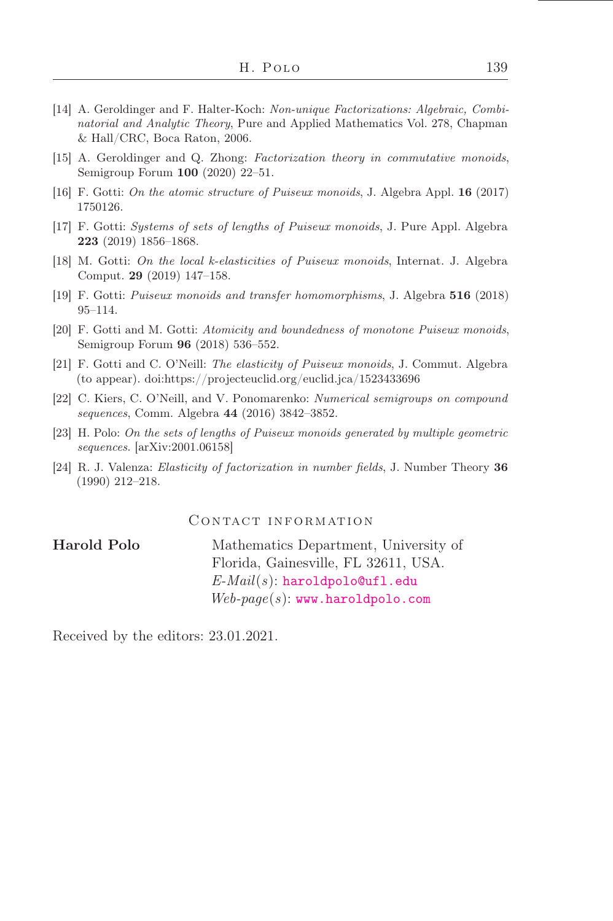[14] A. Geroldinger and F. Halter-Koch: *Non-unique Factorizations: Algebraic, Combinatorial and Analytic Theory*, Pure and Applied Mathematics Vol. 278, Chapman & Hall/CRC, Boca Raton, 2006.

[15] A. Geroldinger and Q. Zhong: *Factorization theory in commutative monoids*, Semigroup Forum **100** (2020) 22–51.

[16] F. Gotti: *On the atomic structure of Puiseux monoids*, J. Algebra Appl. **16** (2017) 1750126.

[17] F. Gotti: *Systems of sets of lengths of Puiseux monoids*, J. Pure Appl. Algebra **223** (2019) 1856–1868.

[18] M. Gotti: *On the local k-elasticities of Puiseux monoids*, Internat. J. Algebra Comput. **29** (2019) 147–158.

[19] F. Gotti: *Puiseux monoids and transfer homomorphisms*, J. Algebra **516** (2018) 95–114.

[20] F. Gotti and M. Gotti: *Atomicity and boundedness of monotone Puiseux monoids*, Semigroup Forum **96** (2018) 536–552.

[21] F. Gotti and C. O'Neill: *The elasticity of Puiseux monoids*, J. Commut. Algebra (to appear). doi:https://projecteuclid.org/euclid.jca/1523433696

[22] C. Kiers, C. O'Neill, and V. Ponomarenko: *Numerical semigroups on compound sequences*, Comm. Algebra **44** (2016) 3842–3852.

[23] H. Polo: *On the sets of lengths of Puiseux monoids generated by multiple geometric sequences*. [arXiv:2001.06158]

[24] R. J. Valenza: *Elasticity of factorization in number fields*, J. Number Theory **36** (1990) 212–218.

## Contact information

**Harold Polo**

Mathematics Department, University of Florida, Gainesville, FL 32611, USA.
*E-Mail(s)*: haroldpolo@ufl.edu
*Web-page(s)*: www.haroldpolo.com

Received by the editors: 23.01.2021.